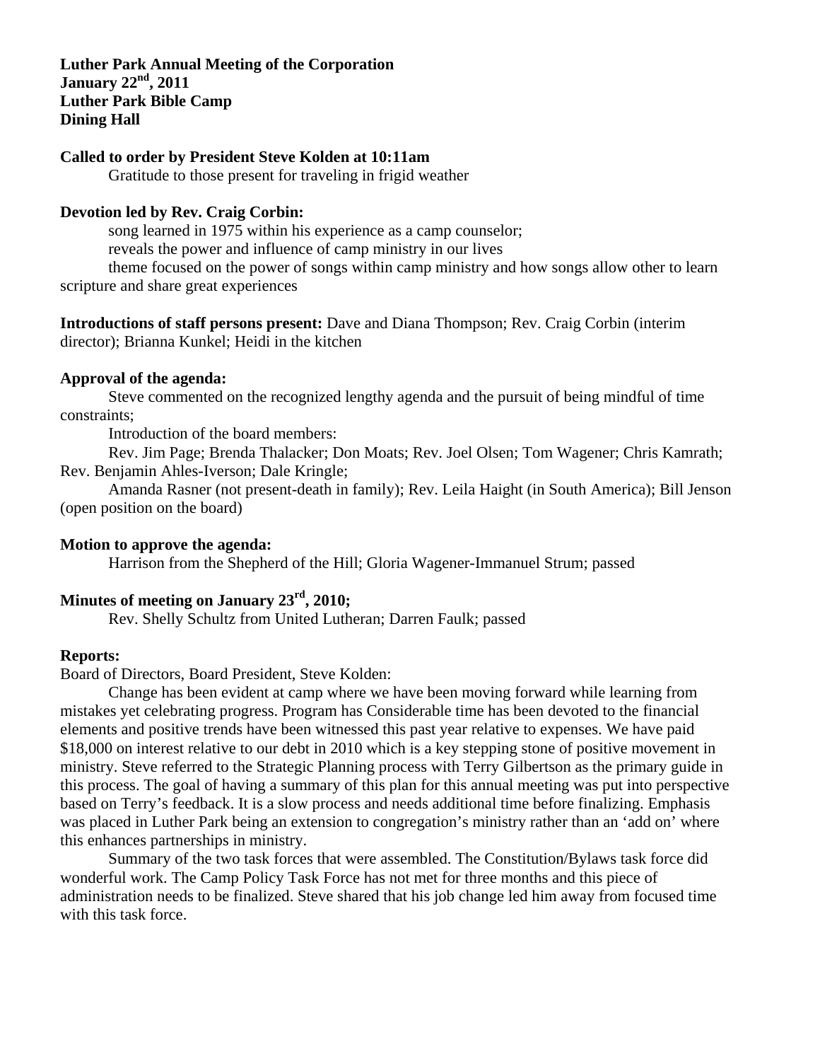**Luther Park Annual Meeting of the Corporation**
**January 22nd, 2011**
**Luther Park Bible Camp**
**Dining Hall**

**Called to order by President Steve Kolden at 10:11am**

Gratitude to those present for traveling in frigid weather

**Devotion led by Rev. Craig Corbin:**

song learned in 1975 within his experience as a camp counselor;

reveals the power and influence of camp ministry in our lives

theme focused on the power of songs within camp ministry and how songs allow other to learn scripture and share great experiences

**Introductions of staff persons present:** Dave and Diana Thompson; Rev. Craig Corbin (interim director); Brianna Kunkel; Heidi in the kitchen

**Approval of the agenda:**

Steve commented on the recognized lengthy agenda and the pursuit of being mindful of time constraints;

Introduction of the board members:

Rev. Jim Page; Brenda Thalacker; Don Moats; Rev. Joel Olsen; Tom Wagener; Chris Kamrath; Rev. Benjamin Ahles-Iverson; Dale Kringle;

Amanda Rasner (not present-death in family); Rev. Leila Haight (in South America); Bill Jenson (open position on the board)

**Motion to approve the agenda:**

Harrison from the Shepherd of the Hill; Gloria Wagener-Immanuel Strum; passed

**Minutes of meeting on January 23rd, 2010;**

Rev. Shelly Schultz from United Lutheran; Darren Faulk; passed

**Reports:**

Board of Directors, Board President, Steve Kolden:

Change has been evident at camp where we have been moving forward while learning from mistakes yet celebrating progress. Program has Considerable time has been devoted to the financial elements and positive trends have been witnessed this past year relative to expenses. We have paid \$18,000 on interest relative to our debt in 2010 which is a key stepping stone of positive movement in ministry. Steve referred to the Strategic Planning process with Terry Gilbertson as the primary guide in this process. The goal of having a summary of this plan for this annual meeting was put into perspective based on Terry's feedback. It is a slow process and needs additional time before finalizing. Emphasis was placed in Luther Park being an extension to congregation's ministry rather than an 'add on' where this enhances partnerships in ministry.

Summary of the two task forces that were assembled. The Constitution/Bylaws task force did wonderful work. The Camp Policy Task Force has not met for three months and this piece of administration needs to be finalized. Steve shared that his job change led him away from focused time with this task force.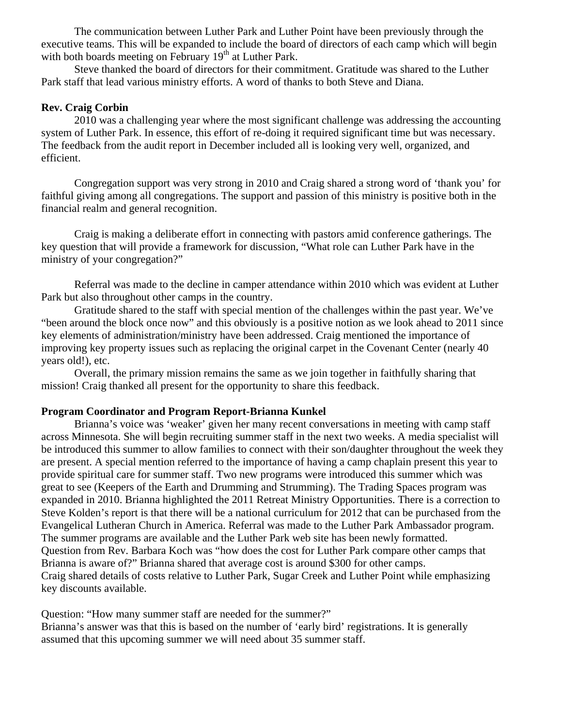The communication between Luther Park and Luther Point have been previously through the executive teams. This will be expanded to include the board of directors of each camp which will begin with both boards meeting on February 19th at Luther Park.

Steve thanked the board of directors for their commitment. Gratitude was shared to the Luther Park staff that lead various ministry efforts. A word of thanks to both Steve and Diana.

**Rev. Craig Corbin**

2010 was a challenging year where the most significant challenge was addressing the accounting system of Luther Park. In essence, this effort of re-doing it required significant time but was necessary. The feedback from the audit report in December included all is looking very well, organized, and efficient.

Congregation support was very strong in 2010 and Craig shared a strong word of 'thank you' for faithful giving among all congregations. The support and passion of this ministry is positive both in the financial realm and general recognition.

Craig is making a deliberate effort in connecting with pastors amid conference gatherings. The key question that will provide a framework for discussion, "What role can Luther Park have in the ministry of your congregation?"

Referral was made to the decline in camper attendance within 2010 which was evident at Luther Park but also throughout other camps in the country.

Gratitude shared to the staff with special mention of the challenges within the past year. We've "been around the block once now" and this obviously is a positive notion as we look ahead to 2011 since key elements of administration/ministry have been addressed. Craig mentioned the importance of improving key property issues such as replacing the original carpet in the Covenant Center (nearly 40 years old!), etc.

Overall, the primary mission remains the same as we join together in faithfully sharing that mission! Craig thanked all present for the opportunity to share this feedback.

**Program Coordinator and Program Report-Brianna Kunkel**

Brianna's voice was 'weaker' given her many recent conversations in meeting with camp staff across Minnesota. She will begin recruiting summer staff in the next two weeks. A media specialist will be introduced this summer to allow families to connect with their son/daughter throughout the week they are present. A special mention referred to the importance of having a camp chaplain present this year to provide spiritual care for summer staff. Two new programs were introduced this summer which was great to see (Keepers of the Earth and Drumming and Strumming). The Trading Spaces program was expanded in 2010. Brianna highlighted the 2011 Retreat Ministry Opportunities. There is a correction to Steve Kolden's report is that there will be a national curriculum for 2012 that can be purchased from the Evangelical Lutheran Church in America. Referral was made to the Luther Park Ambassador program. The summer programs are available and the Luther Park web site has been newly formatted.
Question from Rev. Barbara Koch was "how does the cost for Luther Park compare other camps that Brianna is aware of?" Brianna shared that average cost is around $300 for other camps.
Craig shared details of costs relative to Luther Park, Sugar Creek and Luther Point while emphasizing key discounts available.

Question: "How many summer staff are needed for the summer?"
Brianna's answer was that this is based on the number of 'early bird' registrations. It is generally assumed that this upcoming summer we will need about 35 summer staff.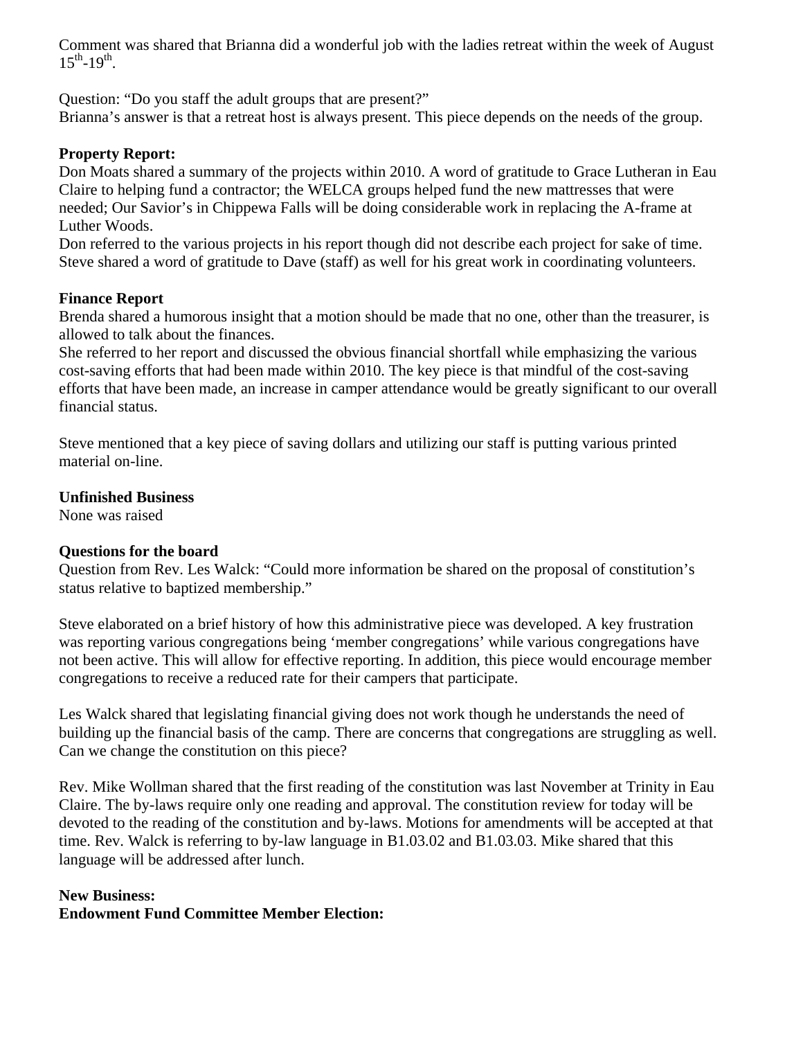Comment was shared that Brianna did a wonderful job with the ladies retreat within the week of August $15^{th}$-$19^{th}$.

Question: "Do you staff the adult groups that are present?"
Brianna's answer is that a retreat host is always present. This piece depends on the needs of the group.

**Property Report:**
Don Moats shared a summary of the projects within 2010. A word of gratitude to Grace Lutheran in Eau Claire to helping fund a contractor; the WELCA groups helped fund the new mattresses that were needed; Our Savior's in Chippewa Falls will be doing considerable work in replacing the A-frame at Luther Woods.
Don referred to the various projects in his report though did not describe each project for sake of time.
Steve shared a word of gratitude to Dave (staff) as well for his great work in coordinating volunteers.

**Finance Report**
Brenda shared a humorous insight that a motion should be made that no one, other than the treasurer, is allowed to talk about the finances.
She referred to her report and discussed the obvious financial shortfall while emphasizing the various cost-saving efforts that had been made within 2010. The key piece is that mindful of the cost-saving efforts that have been made, an increase in camper attendance would be greatly significant to our overall financial status.

Steve mentioned that a key piece of saving dollars and utilizing our staff is putting various printed material on-line.

**Unfinished Business**
None was raised

**Questions for the board**
Question from Rev. Les Walck: "Could more information be shared on the proposal of constitution's status relative to baptized membership."

Steve elaborated on a brief history of how this administrative piece was developed. A key frustration was reporting various congregations being 'member congregations' while various congregations have not been active. This will allow for effective reporting. In addition, this piece would encourage member congregations to receive a reduced rate for their campers that participate.

Les Walck shared that legislating financial giving does not work though he understands the need of building up the financial basis of the camp. There are concerns that congregations are struggling as well. Can we change the constitution on this piece?

Rev. Mike Wollman shared that the first reading of the constitution was last November at Trinity in Eau Claire. The by-laws require only one reading and approval. The constitution review for today will be devoted to the reading of the constitution and by-laws. Motions for amendments will be accepted at that time. Rev. Walck is referring to by-law language in B1.03.02 and B1.03.03. Mike shared that this language will be addressed after lunch.

**New Business:**
**Endowment Fund Committee Member Election:**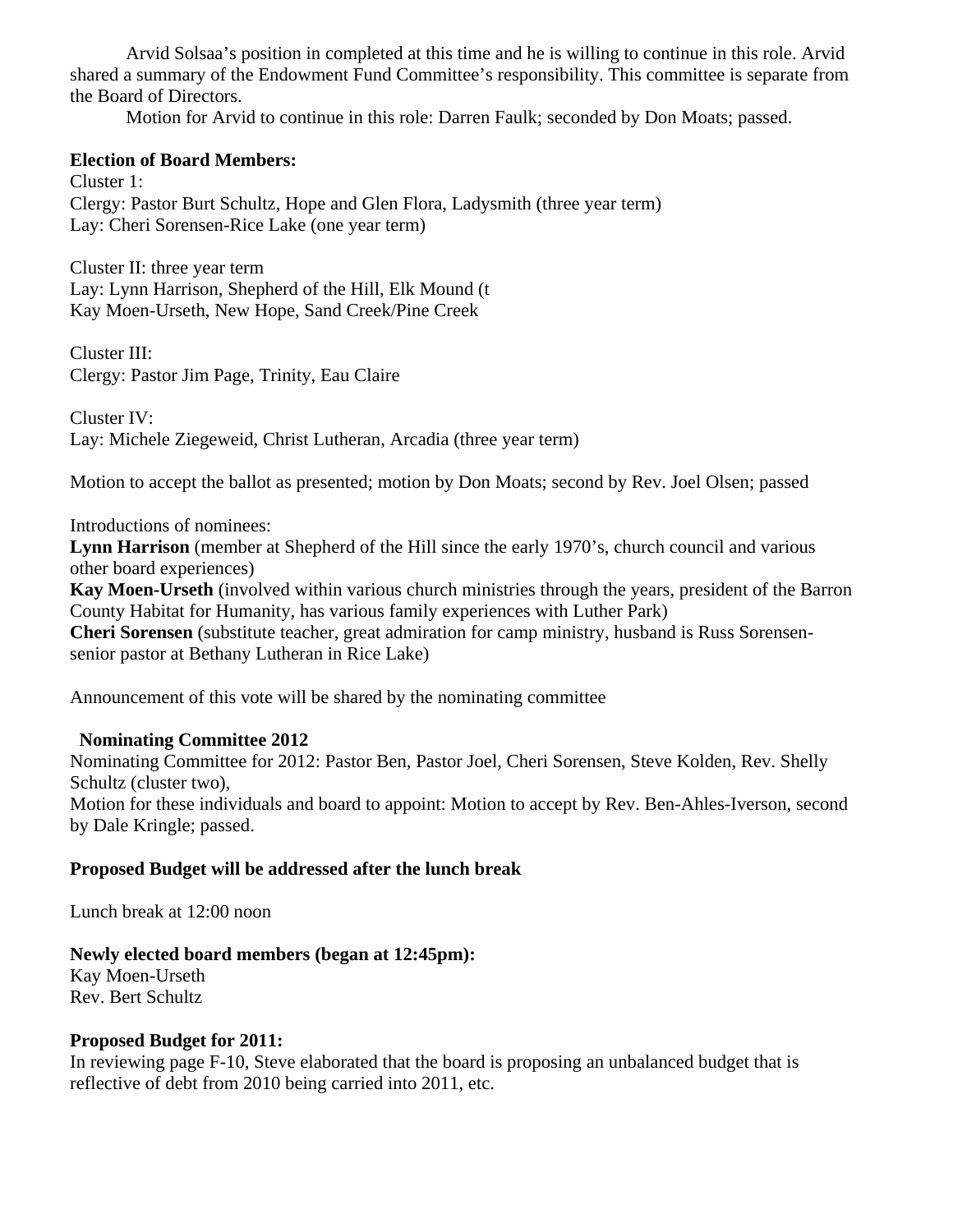Arvid Solsaa's position in completed at this time and he is willing to continue in this role. Arvid shared a summary of the Endowment Fund Committee's responsibility. This committee is separate from the Board of Directors.

Motion for Arvid to continue in this role: Darren Faulk; seconded by Don Moats; passed.

**Election of Board Members:**

Cluster 1:
Clergy: Pastor Burt Schultz, Hope and Glen Flora, Ladysmith (three year term)
Lay: Cheri Sorensen-Rice Lake (one year term)

Cluster II: three year term
Lay: Lynn Harrison, Shepherd of the Hill, Elk Mound (t
Kay Moen-Urseth, New Hope, Sand Creek/Pine Creek

Cluster III:
Clergy: Pastor Jim Page, Trinity, Eau Claire

Cluster IV:
Lay: Michele Ziegeweid, Christ Lutheran, Arcadia (three year term)

Motion to accept the ballot as presented; motion by Don Moats; second by Rev. Joel Olsen; passed

Introductions of nominees:
**Lynn Harrison** (member at Shepherd of the Hill since the early 1970's, church council and various other board experiences)
**Kay Moen-Urseth** (involved within various church ministries through the years, president of the Barron County Habitat for Humanity, has various family experiences with Luther Park)
**Cheri Sorensen** (substitute teacher, great admiration for camp ministry, husband is Russ Sorensen-senior pastor at Bethany Lutheran in Rice Lake)

Announcement of this vote will be shared by the nominating committee

**Nominating Committee 2012**

Nominating Committee for 2012: Pastor Ben, Pastor Joel, Cheri Sorensen, Steve Kolden, Rev. Shelly Schultz (cluster two),
Motion for these individuals and board to appoint: Motion to accept by Rev. Ben-Ahles-Iverson, second by Dale Kringle; passed.

**Proposed Budget will be addressed after the lunch break**

Lunch break at 12:00 noon

**Newly elected board members (began at 12:45pm):**
Kay Moen-Urseth
Rev. Bert Schultz

**Proposed Budget for 2011:**
In reviewing page F-10, Steve elaborated that the board is proposing an unbalanced budget that is reflective of debt from 2010 being carried into 2011, etc.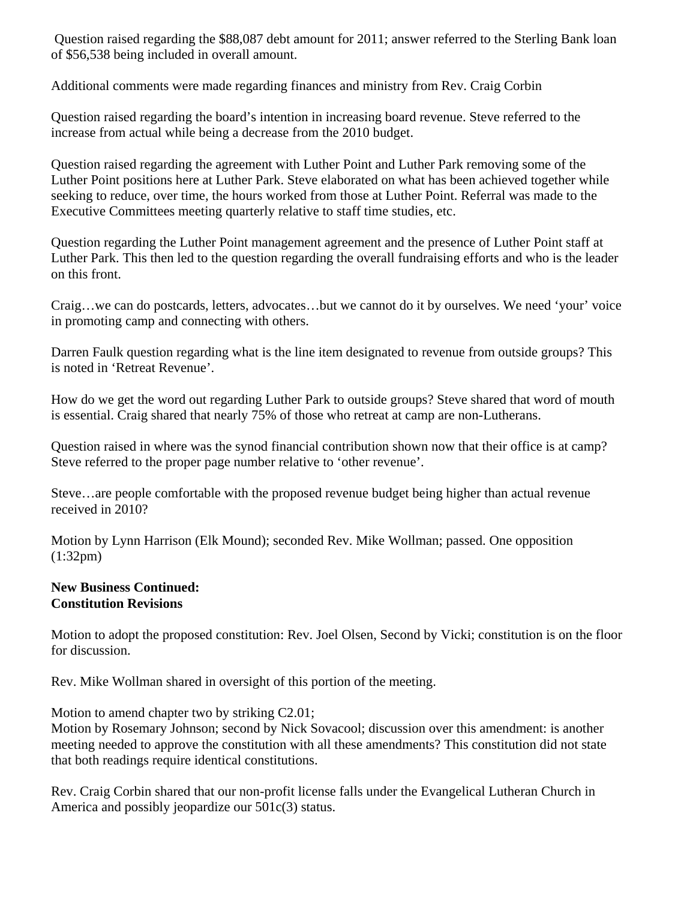Question raised regarding the $88,087 debt amount for 2011; answer referred to the Sterling Bank loan of $56,538 being included in overall amount.

Additional comments were made regarding finances and ministry from Rev. Craig Corbin

Question raised regarding the board's intention in increasing board revenue. Steve referred to the increase from actual while being a decrease from the 2010 budget.

Question raised regarding the agreement with Luther Point and Luther Park removing some of the Luther Point positions here at Luther Park. Steve elaborated on what has been achieved together while seeking to reduce, over time, the hours worked from those at Luther Point. Referral was made to the Executive Committees meeting quarterly relative to staff time studies, etc.

Question regarding the Luther Point management agreement and the presence of Luther Point staff at Luther Park. This then led to the question regarding the overall fundraising efforts and who is the leader on this front.

Craig…we can do postcards, letters, advocates…but we cannot do it by ourselves. We need 'your' voice in promoting camp and connecting with others.

Darren Faulk question regarding what is the line item designated to revenue from outside groups? This is noted in 'Retreat Revenue'.

How do we get the word out regarding Luther Park to outside groups? Steve shared that word of mouth is essential. Craig shared that nearly 75% of those who retreat at camp are non-Lutherans.

Question raised in where was the synod financial contribution shown now that their office is at camp? Steve referred to the proper page number relative to 'other revenue'.

Steve…are people comfortable with the proposed revenue budget being higher than actual revenue received in 2010?

Motion by Lynn Harrison (Elk Mound); seconded Rev. Mike Wollman; passed. One opposition (1:32pm)

**New Business Continued:**
**Constitution Revisions**

Motion to adopt the proposed constitution: Rev. Joel Olsen, Second by Vicki; constitution is on the floor for discussion.

Rev. Mike Wollman shared in oversight of this portion of the meeting.

Motion to amend chapter two by striking C2.01;
Motion by Rosemary Johnson; second by Nick Sovacool; discussion over this amendment: is another meeting needed to approve the constitution with all these amendments? This constitution did not state that both readings require identical constitutions.

Rev. Craig Corbin shared that our non-profit license falls under the Evangelical Lutheran Church in America and possibly jeopardize our 501c(3) status.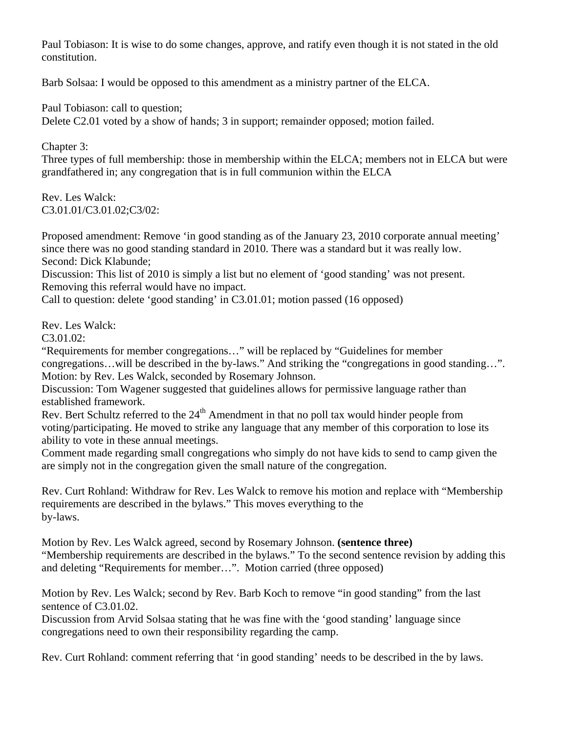Paul Tobiason: It is wise to do some changes, approve, and ratify even though it is not stated in the old constitution.

Barb Solsaa: I would be opposed to this amendment as a ministry partner of the ELCA.

Paul Tobiason: call to question;
Delete C2.01 voted by a show of hands; 3 in support; remainder opposed; motion failed.

Chapter 3:
Three types of full membership: those in membership within the ELCA; members not in ELCA but were grandfathered in; any congregation that is in full communion within the ELCA

Rev. Les Walck:
C3.01.01/C3.01.02;C3/02:

Proposed amendment: Remove 'in good standing as of the January 23, 2010 corporate annual meeting' since there was no good standing standard in 2010. There was a standard but it was really low.
Second: Dick Klabunde;
Discussion: This list of 2010 is simply a list but no element of 'good standing' was not present. Removing this referral would have no impact.
Call to question: delete 'good standing' in C3.01.01; motion passed (16 opposed)

Rev. Les Walck:
C3.01.02:
"Requirements for member congregations…" will be replaced by "Guidelines for member congregations…will be described in the by-laws." And striking the "congregations in good standing…".
Motion: by Rev. Les Walck, seconded by Rosemary Johnson.
Discussion: Tom Wagener suggested that guidelines allows for permissive language rather than established framework.
Rev. Bert Schultz referred to the 24th Amendment in that no poll tax would hinder people from voting/participating. He moved to strike any language that any member of this corporation to lose its ability to vote in these annual meetings.
Comment made regarding small congregations who simply do not have kids to send to camp given the are simply not in the congregation given the small nature of the congregation.

Rev. Curt Rohland: Withdraw for Rev. Les Walck to remove his motion and replace with "Membership requirements are described in the bylaws." This moves everything to the by-laws.

Motion by Rev. Les Walck agreed, second by Rosemary Johnson. **(sentence three)**
"Membership requirements are described in the bylaws." To the second sentence revision by adding this and deleting "Requirements for member…". Motion carried (three opposed)

Motion by Rev. Les Walck; second by Rev. Barb Koch to remove "in good standing" from the last sentence of C3.01.02.
Discussion from Arvid Solsaa stating that he was fine with the 'good standing' language since congregations need to own their responsibility regarding the camp.

Rev. Curt Rohland: comment referring that 'in good standing' needs to be described in the by laws.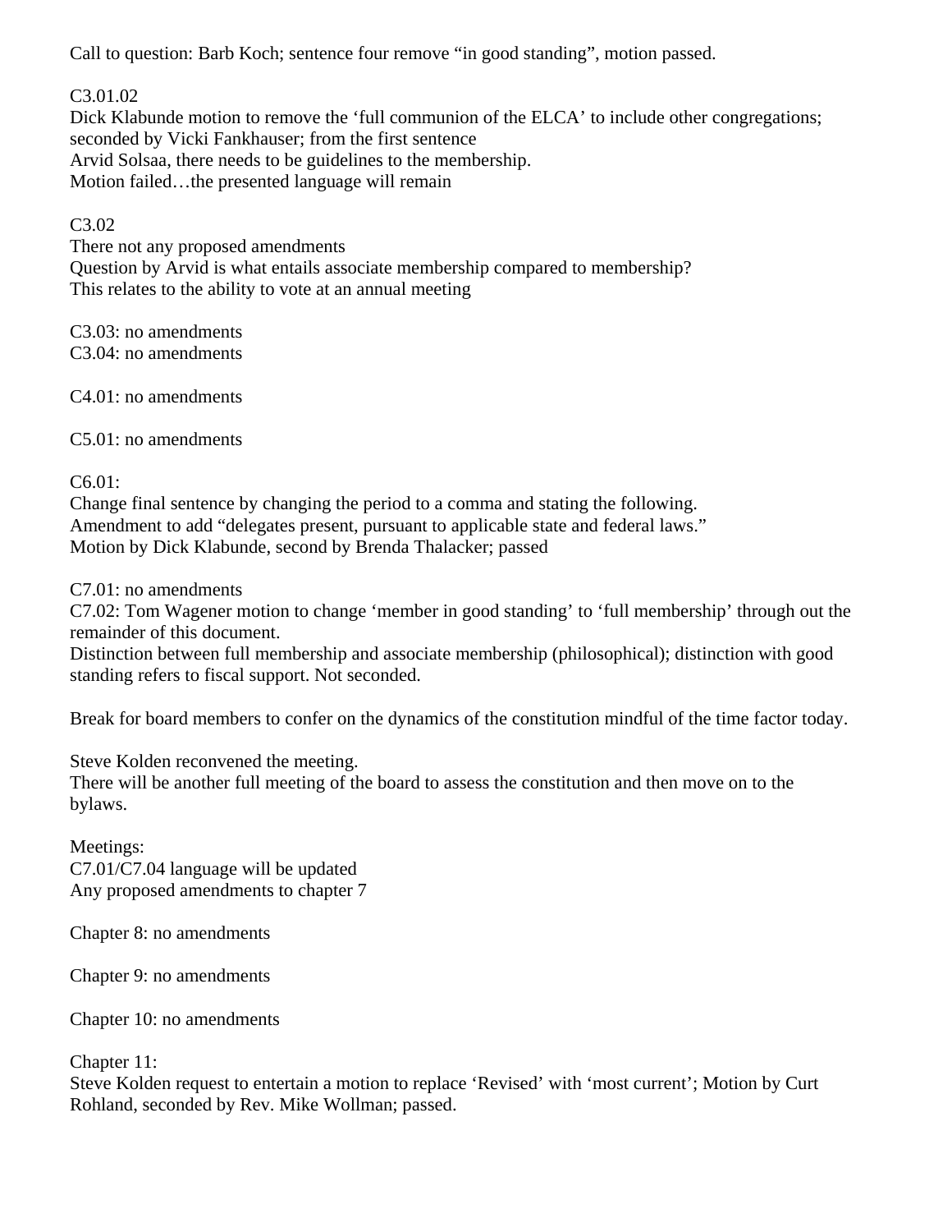Call to question: Barb Koch; sentence four remove "in good standing", motion passed.

C3.01.02
Dick Klabunde motion to remove the 'full communion of the ELCA' to include other congregations; seconded by Vicki Fankhauser; from the first sentence
Arvid Solsaa, there needs to be guidelines to the membership.
Motion failed…the presented language will remain

C3.02
There not any proposed amendments
Question by Arvid is what entails associate membership compared to membership?
This relates to the ability to vote at an annual meeting

C3.03: no amendments
C3.04: no amendments

C4.01: no amendments

C5.01: no amendments

C6.01:
Change final sentence by changing the period to a comma and stating the following.
Amendment to add "delegates present, pursuant to applicable state and federal laws."
Motion by Dick Klabunde, second by Brenda Thalacker; passed

C7.01: no amendments
C7.02: Tom Wagener motion to change 'member in good standing' to 'full membership' through out the remainder of this document.
Distinction between full membership and associate membership (philosophical); distinction with good standing refers to fiscal support. Not seconded.

Break for board members to confer on the dynamics of the constitution mindful of the time factor today.

Steve Kolden reconvened the meeting.
There will be another full meeting of the board to assess the constitution and then move on to the bylaws.

Meetings:
C7.01/C7.04 language will be updated
Any proposed amendments to chapter 7

Chapter 8: no amendments

Chapter 9: no amendments

Chapter 10: no amendments

Chapter 11:
Steve Kolden request to entertain a motion to replace 'Revised' with 'most current'; Motion by Curt Rohland, seconded by Rev. Mike Wollman; passed.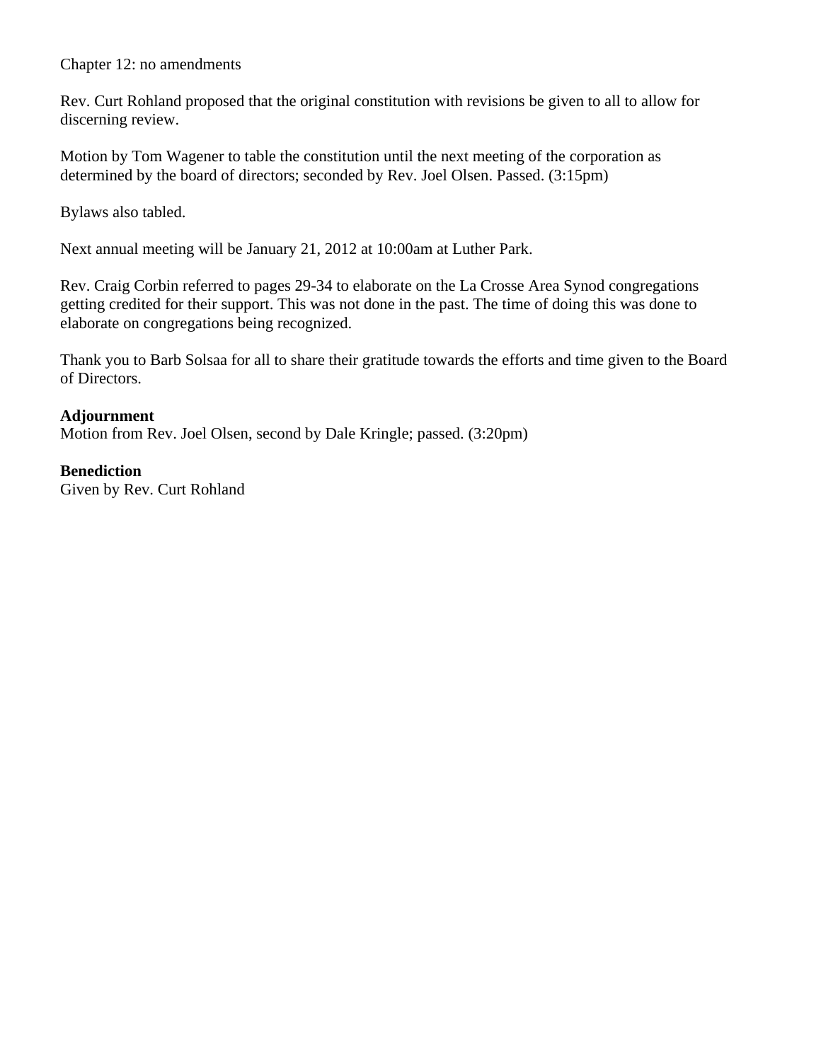Chapter 12: no amendments

Rev. Curt Rohland proposed that the original constitution with revisions be given to all to allow for discerning review.

Motion by Tom Wagener to table the constitution until the next meeting of the corporation as determined by the board of directors; seconded by Rev. Joel Olsen. Passed. (3:15pm)

Bylaws also tabled.

Next annual meeting will be January 21, 2012 at 10:00am at Luther Park.

Rev. Craig Corbin referred to pages 29-34 to elaborate on the La Crosse Area Synod congregations getting credited for their support. This was not done in the past. The time of doing this was done to elaborate on congregations being recognized.

Thank you to Barb Solsaa for all to share their gratitude towards the efforts and time given to the Board of Directors.

**Adjournment**
Motion from Rev. Joel Olsen, second by Dale Kringle; passed. (3:20pm)

**Benediction**
Given by Rev. Curt Rohland